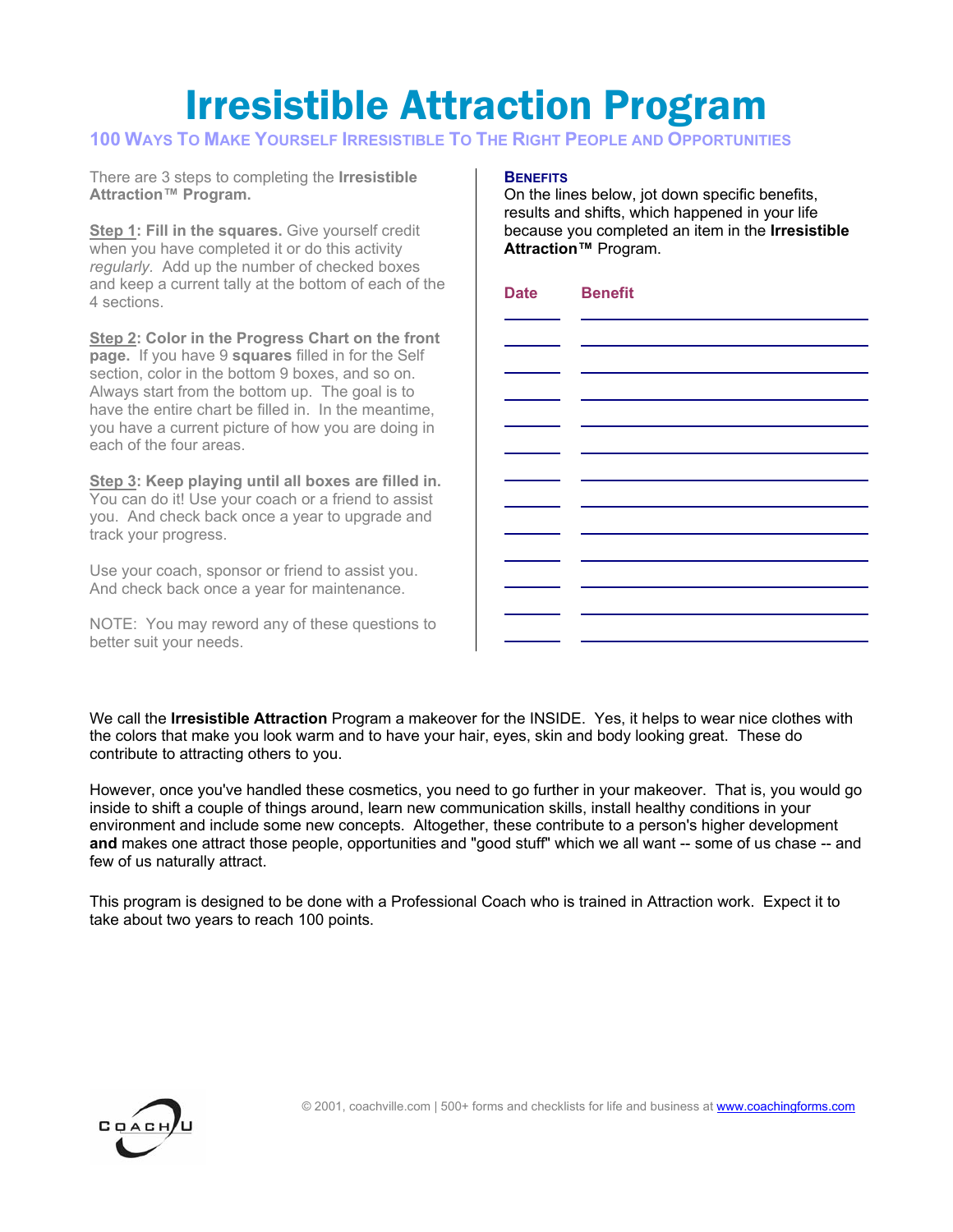# Irresistible Attraction Program

## 100 Ways To Make Yourself Irresistible To The Right People and Opportunities

There are 3 steps to completing the **Irresistible Attraction™ Program.**

**Step 1: Fill in the squares.** Give yourself credit when you have completed it or do this activity *regularly*. Add up the number of checked boxes and keep a current tally at the bottom of each of the 4 sections.

**Step 2: Color in the Progress Chart on the front page.** If you have 9 **squares** filled in for the Self section, color in the bottom 9 boxes, and so on. Always start from the bottom up. The goal is to have the entire chart be filled in. In the meantime, you have a current picture of how you are doing in each of the four areas.

**Step 3: Keep playing until all boxes are filled in.** You can do it! Use your coach or a friend to assist you. And check back once a year to upgrade and track your progress.

Use your coach, sponsor or friend to assist you. And check back once a year for maintenance.

NOTE: You may reword any of these questions to better suit your needs.

### Benefits

On the lines below, jot down specific benefits, results and shifts, which happened in your life because you completed an item in the **Irresistible Attraction™** Program.

| Date | Benefit |
| --- | --- |
| | |
| | |
| | |
| | |
| | |
| | |
| | |
| | |
| | |
| | |
| | |
| | |
| | |

We call the **Irresistible Attraction** Program a makeover for the INSIDE. Yes, it helps to wear nice clothes with the colors that make you look warm and to have your hair, eyes, skin and body looking great. These do contribute to attracting others to you.

However, once you've handled these cosmetics, you need to go further in your makeover. That is, you would go inside to shift a couple of things around, learn new communication skills, install healthy conditions in your environment and include some new concepts. Altogether, these contribute to a person's higher development **and** makes one attract those people, opportunities and "good stuff" which we all want -- some of us chase -- and few of us naturally attract.

This program is designed to be done with a Professional Coach who is trained in Attraction work. Expect it to take about two years to reach 100 points.

© 2001, coachville.com | 500+ forms and checklists for life and business at www.coachingforms.com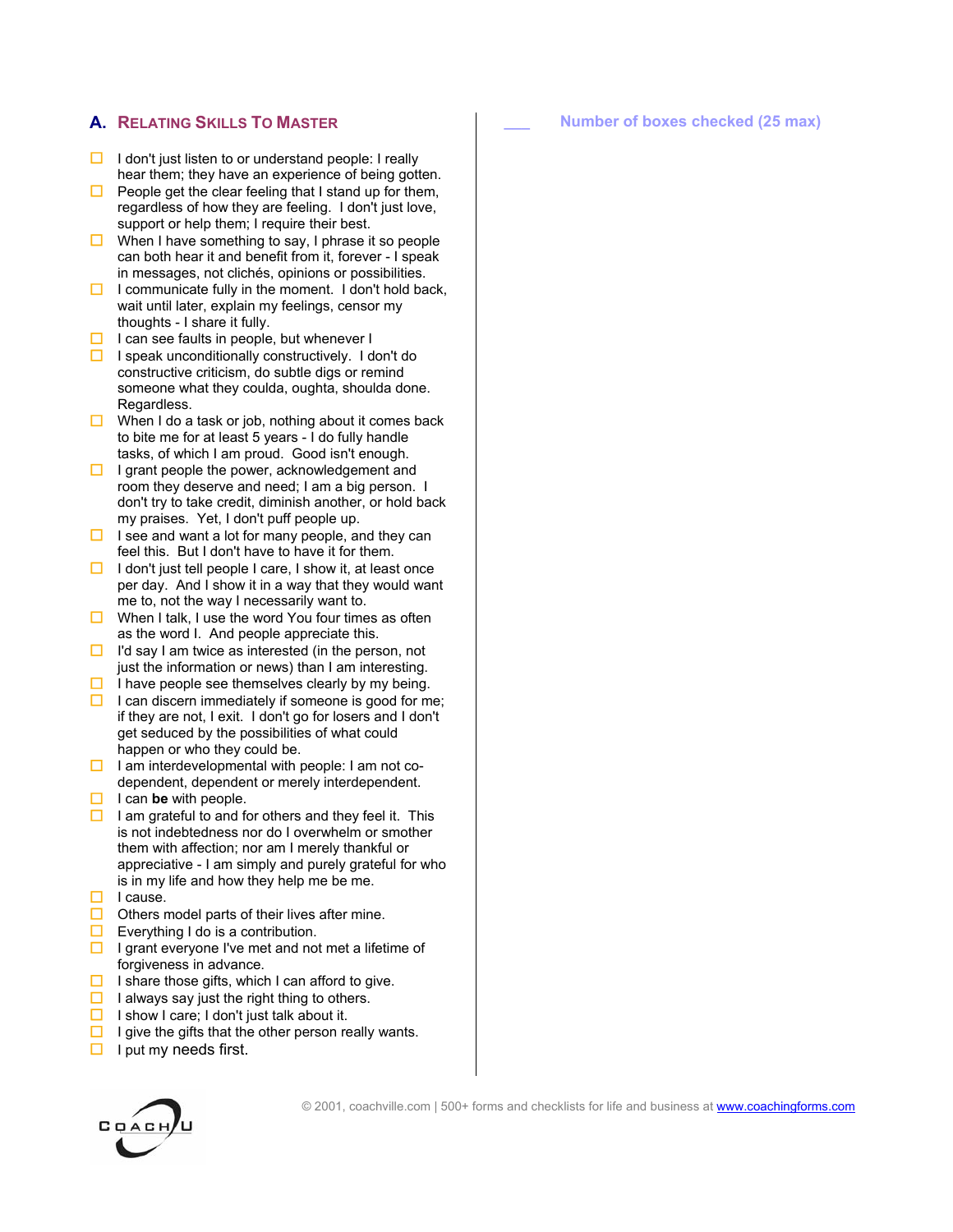## A. Relating Skills To Master

___ **Number of boxes checked (25 max)**

- ☐ I don't just listen to or understand people: I really hear them; they have an experience of being gotten.
- ☐ People get the clear feeling that I stand up for them, regardless of how they are feeling. I don't just love, support or help them; I require their best.
- ☐ When I have something to say, I phrase it so people can both hear it and benefit from it, forever - I speak in messages, not clichés, opinions or possibilities.
- ☐ I communicate fully in the moment. I don't hold back, wait until later, explain my feelings, censor my thoughts - I share it fully.
- ☐ I can see faults in people, but whenever I
- ☐ I speak unconditionally constructively. I don't do constructive criticism, do subtle digs or remind someone what they coulda, oughta, shoulda done. Regardless.
- ☐ When I do a task or job, nothing about it comes back to bite me for at least 5 years - I do fully handle tasks, of which I am proud. Good isn't enough.
- ☐ I grant people the power, acknowledgement and room they deserve and need; I am a big person. I don't try to take credit, diminish another, or hold back my praises. Yet, I don't puff people up.
- ☐ I see and want a lot for many people, and they can feel this. But I don't have to have it for them.
- ☐ I don't just tell people I care, I show it, at least once per day. And I show it in a way that they would want me to, not the way I necessarily want to.
- ☐ When I talk, I use the word You four times as often as the word I. And people appreciate this.
- ☐ I'd say I am twice as interested (in the person, not just the information or news) than I am interesting.
- ☐ I have people see themselves clearly by my being.
- ☐ I can discern immediately if someone is good for me; if they are not, I exit. I don't go for losers and I don't get seduced by the possibilities of what could happen or who they could be.
- ☐ I am interdevelopmental with people: I am not co-dependent, dependent or merely interdependent.
- ☐ I can **be** with people.
- ☐ I am grateful to and for others and they feel it. This is not indebtedness nor do I overwhelm or smother them with affection; nor am I merely thankful or appreciative - I am simply and purely grateful for who is in my life and how they help me be me.
- ☐ I cause.
- ☐ Others model parts of their lives after mine.
- ☐ Everything I do is a contribution.
- ☐ I grant everyone I've met and not met a lifetime of forgiveness in advance.
- ☐ I share those gifts, which I can afford to give.
- ☐ I always say just the right thing to others.
- ☐ I show I care; I don't just talk about it.
- ☐ I give the gifts that the other person really wants.
- ☐ I put my needs first.

© 2001, coachville.com | 500+ forms and checklists for life and business at www.coachingforms.com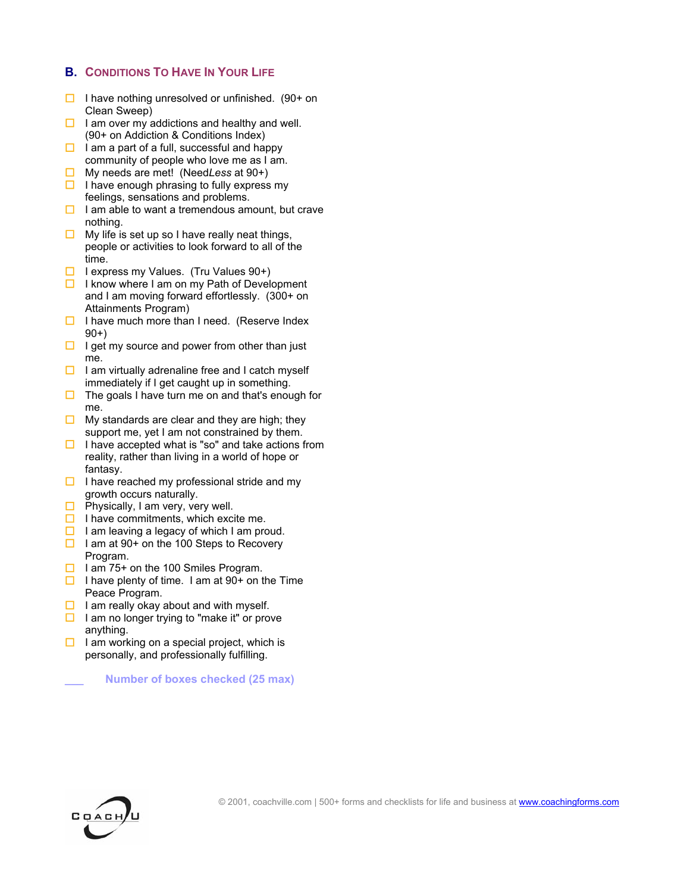## B. Conditions To Have In Your Life

- ☐ I have nothing unresolved or unfinished. (90+ on Clean Sweep)
- ☐ I am over my addictions and healthy and well. (90+ on Addiction & Conditions Index)
- ☐ I am a part of a full, successful and happy community of people who love me as I am.
- ☐ My needs are met! (Need*Less* at 90+)
- ☐ I have enough phrasing to fully express my feelings, sensations and problems.
- ☐ I am able to want a tremendous amount, but crave nothing.
- ☐ My life is set up so I have really neat things, people or activities to look forward to all of the time.
- ☐ I express my Values. (Tru Values 90+)
- ☐ I know where I am on my Path of Development and I am moving forward effortlessly. (300+ on Attainments Program)
- ☐ I have much more than I need. (Reserve Index 90+)
- ☐ I get my source and power from other than just me.
- ☐ I am virtually adrenaline free and I catch myself immediately if I get caught up in something.
- ☐ The goals I have turn me on and that's enough for me.
- ☐ My standards are clear and they are high; they support me, yet I am not constrained by them.
- ☐ I have accepted what is "so" and take actions from reality, rather than living in a world of hope or fantasy.
- ☐ I have reached my professional stride and my growth occurs naturally.
- ☐ Physically, I am very, very well.
- ☐ I have commitments, which excite me.
- ☐ I am leaving a legacy of which I am proud.
- ☐ I am at 90+ on the 100 Steps to Recovery Program.
- ☐ I am 75+ on the 100 Smiles Program.
- ☐ I have plenty of time. I am at 90+ on the Time Peace Program.
- ☐ I am really okay about and with myself.
- ☐ I am no longer trying to "make it" or prove anything.
- ☐ I am working on a special project, which is personally, and professionally fulfilling.

___ **Number of boxes checked (25 max)**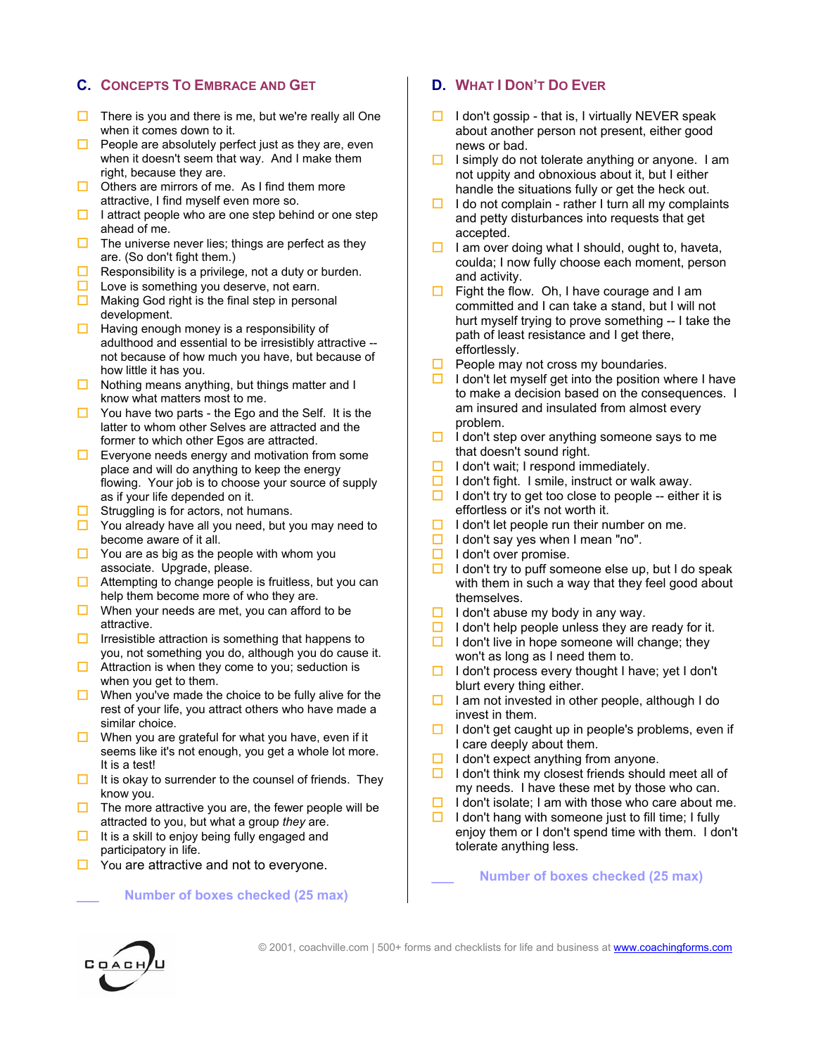## C. Concepts To Embrace and Get

- ☐ There is you and there is me, but we're really all One when it comes down to it.
- ☐ People are absolutely perfect just as they are, even when it doesn't seem that way. And I make them right, because they are.
- ☐ Others are mirrors of me. As I find them more attractive, I find myself even more so.
- ☐ I attract people who are one step behind or one step ahead of me.
- ☐ The universe never lies; things are perfect as they are. (So don't fight them.)
- ☐ Responsibility is a privilege, not a duty or burden.
- ☐ Love is something you deserve, not earn.
- ☐ Making God right is the final step in personal development.
- ☐ Having enough money is a responsibility of adulthood and essential to be irresistibly attractive -- not because of how much you have, but because of how little it has you.
- ☐ Nothing means anything, but things matter and I know what matters most to me.
- ☐ You have two parts - the Ego and the Self. It is the latter to whom other Selves are attracted and the former to which other Egos are attracted.
- ☐ Everyone needs energy and motivation from some place and will do anything to keep the energy flowing. Your job is to choose your source of supply as if your life depended on it.
- ☐ Struggling is for actors, not humans.
- ☐ You already have all you need, but you may need to become aware of it all.
- ☐ You are as big as the people with whom you associate. Upgrade, please.
- ☐ Attempting to change people is fruitless, but you can help them become more of who they are.
- ☐ When your needs are met, you can afford to be attractive.
- ☐ Irresistible attraction is something that happens to you, not something you do, although you do cause it.
- ☐ Attraction is when they come to you; seduction is when you get to them.
- ☐ When you've made the choice to be fully alive for the rest of your life, you attract others who have made a similar choice.
- ☐ When you are grateful for what you have, even if it seems like it's not enough, you get a whole lot more. It is a test!
- ☐ It is okay to surrender to the counsel of friends. They know you.
- ☐ The more attractive you are, the fewer people will be attracted to you, but what a group *they* are.
- ☐ It is a skill to enjoy being fully engaged and participatory in life.
- ☐ You are attractive and not to everyone.

___ **Number of boxes checked (25 max)**

## D. What I Don't Do Ever

- ☐ I don't gossip - that is, I virtually NEVER speak about another person not present, either good news or bad.
- ☐ I simply do not tolerate anything or anyone. I am not uppity and obnoxious about it, but I either handle the situations fully or get the heck out.
- ☐ I do not complain - rather I turn all my complaints and petty disturbances into requests that get accepted.
- ☐ I am over doing what I should, ought to, haveta, coulda; I now fully choose each moment, person and activity.
- ☐ Fight the flow. Oh, I have courage and I am committed and I can take a stand, but I will not hurt myself trying to prove something -- I take the path of least resistance and I get there, effortlessly.
- ☐ People may not cross my boundaries.
- ☐ I don't let myself get into the position where I have to make a decision based on the consequences. I am insured and insulated from almost every problem.
- ☐ I don't step over anything someone says to me that doesn't sound right.
- ☐ I don't wait; I respond immediately.
- ☐ I don't fight. I smile, instruct or walk away.
- ☐ I don't try to get too close to people -- either it is effortless or it's not worth it.
- ☐ I don't let people run their number on me.
- ☐ I don't say yes when I mean "no".
- ☐ I don't over promise.
- ☐ I don't try to puff someone else up, but I do speak with them in such a way that they feel good about themselves.
- ☐ I don't abuse my body in any way.
- ☐ I don't help people unless they are ready for it.
- ☐ I don't live in hope someone will change; they won't as long as I need them to.
- ☐ I don't process every thought I have; yet I don't blurt every thing either.
- ☐ I am not invested in other people, although I do invest in them.
- ☐ I don't get caught up in people's problems, even if I care deeply about them.
- ☐ I don't expect anything from anyone.
- ☐ I don't think my closest friends should meet all of my needs. I have these met by those who can.
- ☐ I don't isolate; I am with those who care about me.
- ☐ I don't hang with someone just to fill time; I fully enjoy them or I don't spend time with them. I don't tolerate anything less.

___ **Number of boxes checked (25 max)**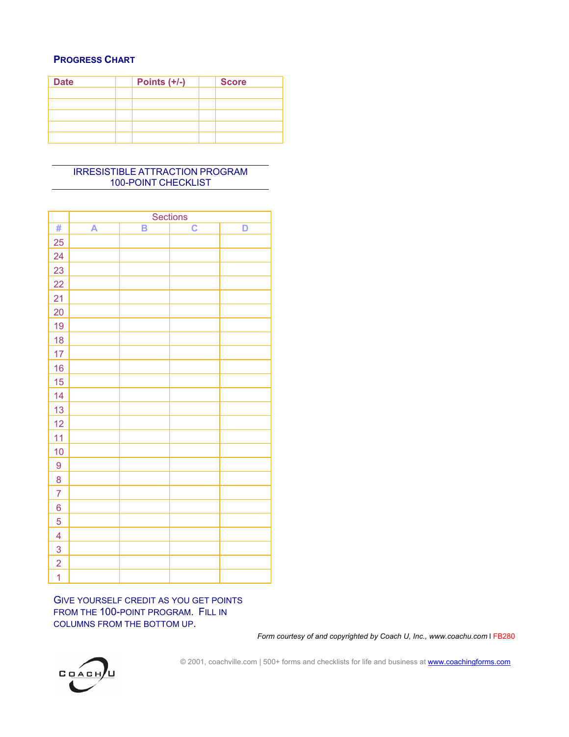### PROGRESS CHART

| Date | | Points (+/-) | | Score |
|---|---|---|---|---|
| | | | | |
| | | | | |
| | | | | |
| | | | | |
| | | | | |

IRRESISTIBLE ATTRACTION PROGRAM
100-POINT CHECKLIST

| | Sections | | | |
|---|---|---|---|---|
| # | A | B | C | D |
| 25 | | | | |
| 24 | | | | |
| 23 | | | | |
| 22 | | | | |
| 21 | | | | |
| 20 | | | | |
| 19 | | | | |
| 18 | | | | |
| 17 | | | | |
| 16 | | | | |
| 15 | | | | |
| 14 | | | | |
| 13 | | | | |
| 12 | | | | |
| 11 | | | | |
| 10 | | | | |
| 9 | | | | |
| 8 | | | | |
| 7 | | | | |
| 6 | | | | |
| 5 | | | | |
| 4 | | | | |
| 3 | | | | |
| 2 | | | | |
| 1 | | | | |

GIVE YOURSELF CREDIT AS YOU GET POINTS FROM THE 100-POINT PROGRAM. FILL IN COLUMNS FROM THE BOTTOM UP.

*Form courtesy of and copyrighted by Coach U, Inc., www.coachu.com* l FB280

© 2001, coachville.com | 500+ forms and checklists for life and business at www.coachingforms.com